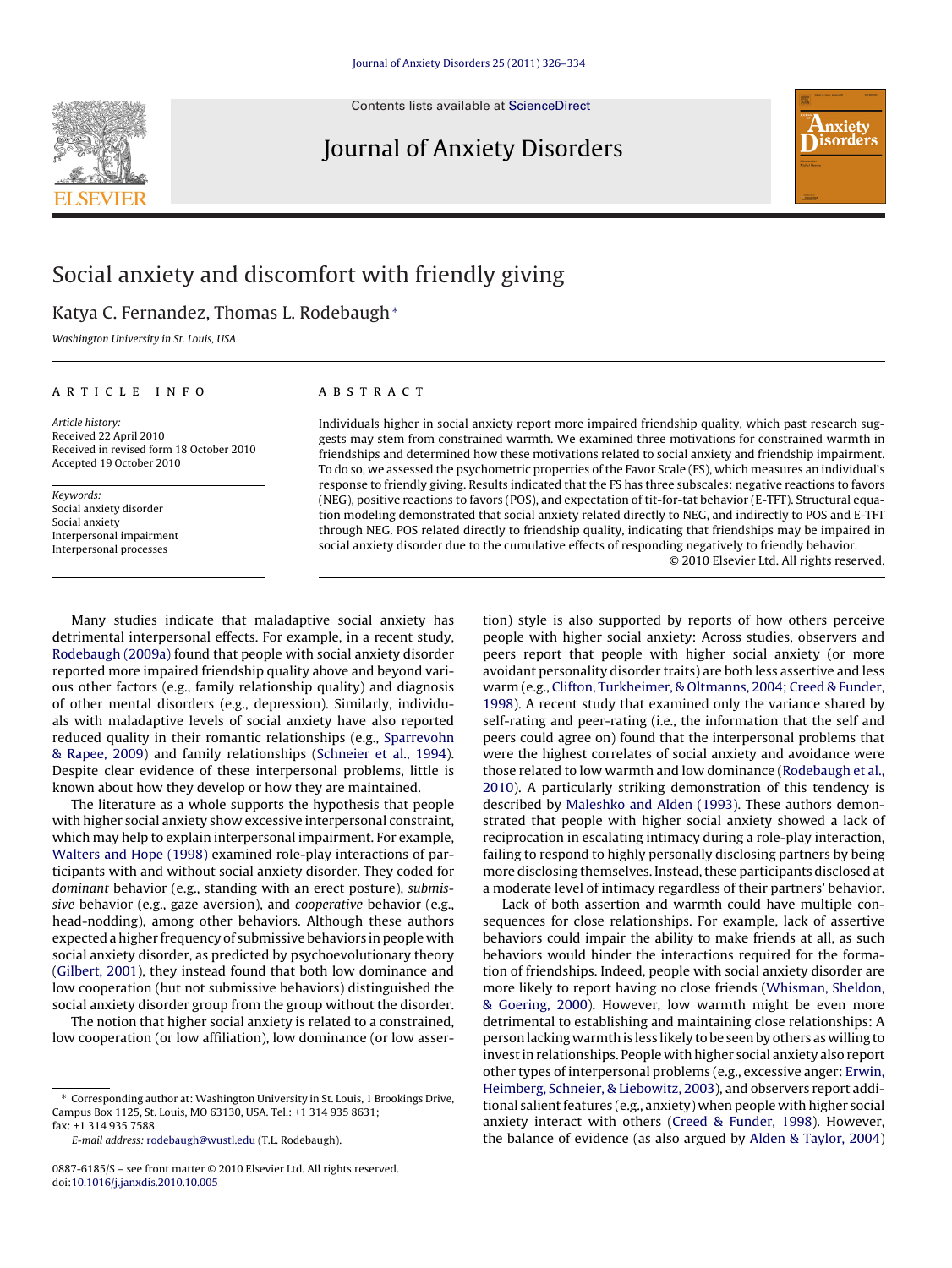# Social anxiety and discomfort with friendly giving

Katya C. Fernandez, Thomas L. Rodebaugh*

*Washington University in St. Louis, USA*

## ARTICLE INFO

*Article history:*
Received 22 April 2010
Received in revised form 18 October 2010
Accepted 19 October 2010

*Keywords:*
Social anxiety disorder
Social anxiety
Interpersonal impairment
Interpersonal processes

## ABSTRACT

Individuals higher in social anxiety report more impaired friendship quality, which past research suggests may stem from constrained warmth. We examined three motivations for constrained warmth in friendships and determined how these motivations related to social anxiety and friendship impairment. To do so, we assessed the psychometric properties of the Favor Scale (FS), which measures an individual's response to friendly giving. Results indicated that the FS has three subscales: negative reactions to favors (NEG), positive reactions to favors (POS), and expectation of tit-for-tat behavior (E-TFT). Structural equation modeling demonstrated that social anxiety related directly to NEG, and indirectly to POS and E-TFT through NEG. POS related directly to friendship quality, indicating that friendships may be impaired in social anxiety disorder due to the cumulative effects of responding negatively to friendly behavior.

© 2010 Elsevier Ltd. All rights reserved.

Many studies indicate that maladaptive social anxiety has detrimental interpersonal effects. For example, in a recent study, Rodebaugh (2009a) found that people with social anxiety disorder reported more impaired friendship quality above and beyond various other factors (e.g., family relationship quality) and diagnosis of other mental disorders (e.g., depression). Similarly, individuals with maladaptive levels of social anxiety have also reported reduced quality in their romantic relationships (e.g., Sparrevohn & Rapee, 2009) and family relationships (Schneier et al., 1994). Despite clear evidence of these interpersonal problems, little is known about how they develop or how they are maintained.

The literature as a whole supports the hypothesis that people with higher social anxiety show excessive interpersonal constraint, which may help to explain interpersonal impairment. For example, Walters and Hope (1998) examined role-play interactions of participants with and without social anxiety disorder. They coded for *dominant* behavior (e.g., standing with an erect posture), *submissive* behavior (e.g., gaze aversion), and *cooperative* behavior (e.g., head-nodding), among other behaviors. Although these authors expected a higher frequency of submissive behaviors in people with social anxiety disorder, as predicted by psychoevolutionary theory (Gilbert, 2001), they instead found that both low dominance and low cooperation (but not submissive behaviors) distinguished the social anxiety disorder group from the group without the disorder.

The notion that higher social anxiety is related to a constrained, low cooperation (or low affiliation), low dominance (or low assertion) style is also supported by reports of how others perceive people with higher social anxiety: Across studies, observers and peers report that people with higher social anxiety (or more avoidant personality disorder traits) are both less assertive and less warm (e.g., Clifton, Turkheimer, & Oltmanns, 2004; Creed & Funder, 1998). A recent study that examined only the variance shared by self-rating and peer-rating (i.e., the information that the self and peers could agree on) found that the interpersonal problems that were the highest correlates of social anxiety and avoidance were those related to low warmth and low dominance (Rodebaugh et al., 2010). A particularly striking demonstration of this tendency is described by Maleshko and Alden (1993). These authors demonstrated that people with higher social anxiety showed a lack of reciprocation in escalating intimacy during a role-play interaction, failing to respond to highly personally disclosing partners by being more disclosing themselves. Instead, these participants disclosed at a moderate level of intimacy regardless of their partners' behavior.

Lack of both assertion and warmth could have multiple consequences for close relationships. For example, lack of assertive behaviors could impair the ability to make friends at all, as such behaviors would hinder the interactions required for the formation of friendships. Indeed, people with social anxiety disorder are more likely to report having no close friends (Whisman, Sheldon, & Goering, 2000). However, low warmth might be even more detrimental to establishing and maintaining close relationships: A person lacking warmth is less likely to be seen by others as willing to invest in relationships. People with higher social anxiety also report other types of interpersonal problems (e.g., excessive anger: Erwin, Heimberg, Schneier, & Liebowitz, 2003), and observers report additional salient features (e.g., anxiety) when people with higher social anxiety interact with others (Creed & Funder, 1998). However, the balance of evidence (as also argued by Alden & Taylor, 2004)

* Corresponding author at: Washington University in St. Louis, 1 Brookings Drive, Campus Box 1125, St. Louis, MO 63130, USA. Tel.: +1 314 935 8631; fax: +1 314 935 7588.

*E-mail address:* rodebaugh@wustl.edu (T.L. Rodebaugh).

0887-6185/$ – see front matter © 2010 Elsevier Ltd. All rights reserved.
doi:10.1016/j.janxdis.2010.10.005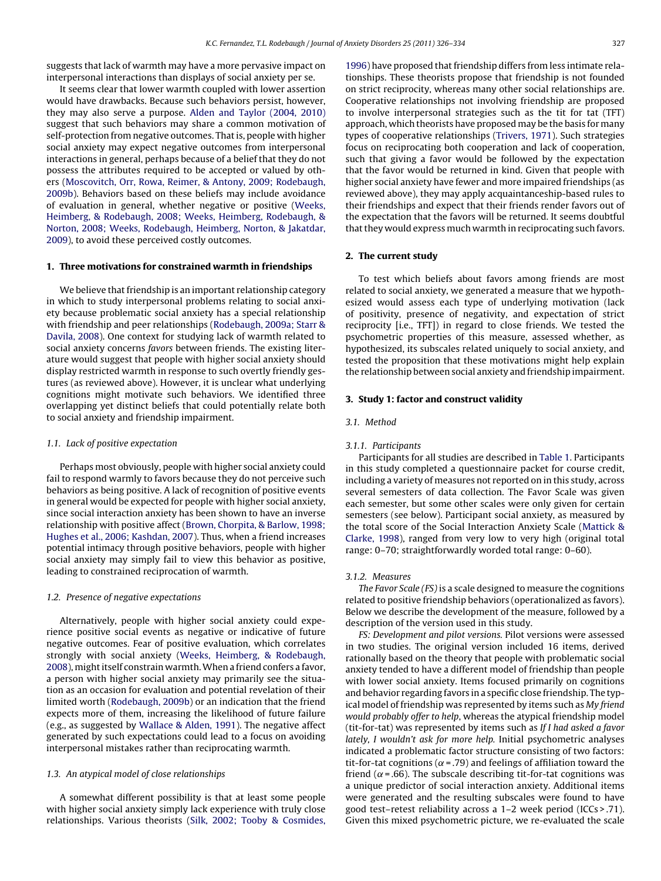suggests that lack of warmth may have a more pervasive impact on interpersonal interactions than displays of social anxiety per se.

It seems clear that lower warmth coupled with lower assertion would have drawbacks. Because such behaviors persist, however, they may also serve a purpose. Alden and Taylor (2004, 2010) suggest that such behaviors may share a common motivation of self-protection from negative outcomes. That is, people with higher social anxiety may expect negative outcomes from interpersonal interactions in general, perhaps because of a belief that they do not possess the attributes required to be accepted or valued by others (Moscovitch, Orr, Rowa, Reimer, & Antony, 2009; Rodebaugh, 2009b). Behaviors based on these beliefs may include avoidance of evaluation in general, whether negative or positive (Weeks, Heimberg, & Rodebaugh, 2008; Weeks, Heimberg, Rodebaugh, & Norton, 2008; Weeks, Rodebaugh, Heimberg, Norton, & Jakatdar, 2009), to avoid these perceived costly outcomes.

## 1. Three motivations for constrained warmth in friendships

We believe that friendship is an important relationship category in which to study interpersonal problems relating to social anxiety because problematic social anxiety has a special relationship with friendship and peer relationships (Rodebaugh, 2009a; Starr & Davila, 2008). One context for studying lack of warmth related to social anxiety concerns *favors* between friends. The existing literature would suggest that people with higher social anxiety should display restricted warmth in response to such overtly friendly gestures (as reviewed above). However, it is unclear what underlying cognitions might motivate such behaviors. We identified three overlapping yet distinct beliefs that could potentially relate both to social anxiety and friendship impairment.

### 1.1. Lack of positive expectation

Perhaps most obviously, people with higher social anxiety could fail to respond warmly to favors because they do not perceive such behaviors as being positive. A lack of recognition of positive events in general would be expected for people with higher social anxiety, since social interaction anxiety has been shown to have an inverse relationship with positive affect (Brown, Chorpita, & Barlow, 1998; Hughes et al., 2006; Kashdan, 2007). Thus, when a friend increases potential intimacy through positive behaviors, people with higher social anxiety may simply fail to view this behavior as positive, leading to constrained reciprocation of warmth.

### 1.2. Presence of negative expectations

Alternatively, people with higher social anxiety could experience positive social events as negative or indicative of future negative outcomes. Fear of positive evaluation, which correlates strongly with social anxiety (Weeks, Heimberg, & Rodebaugh, 2008), might itself constrain warmth. When a friend confers a favor, a person with higher social anxiety may primarily see the situation as an occasion for evaluation and potential revelation of their limited worth (Rodebaugh, 2009b) or an indication that the friend expects more of them, increasing the likelihood of future failure (e.g., as suggested by Wallace & Alden, 1991). The negative affect generated by such expectations could lead to a focus on avoiding interpersonal mistakes rather than reciprocating warmth.

### 1.3. An atypical model of close relationships

A somewhat different possibility is that at least some people with higher social anxiety simply lack experience with truly close relationships. Various theorists (Silk, 2002; Tooby & Cosmides, 1996) have proposed that friendship differs from less intimate relationships. These theorists propose that friendship is not founded on strict reciprocity, whereas many other social relationships are. Cooperative relationships not involving friendship are proposed to involve interpersonal strategies such as the tit for tat (TFT) approach, which theorists have proposed may be the basis for many types of cooperative relationships (Trivers, 1971). Such strategies focus on reciprocating both cooperation and lack of cooperation, such that giving a favor would be followed by the expectation that the favor would be returned in kind. Given that people with higher social anxiety have fewer and more impaired friendships (as reviewed above), they may apply acquaintanceship-based rules to their friendships and expect that their friends render favors out of the expectation that the favors will be returned. It seems doubtful that they would express much warmth in reciprocating such favors.

## 2. The current study

To test which beliefs about favors among friends are most related to social anxiety, we generated a measure that we hypothesized would assess each type of underlying motivation (lack of positivity, presence of negativity, and expectation of strict reciprocity [i.e., TFT]) in regard to close friends. We tested the psychometric properties of this measure, assessed whether, as hypothesized, its subscales related uniquely to social anxiety, and tested the proposition that these motivations might help explain the relationship between social anxiety and friendship impairment.

## 3. Study 1: factor and construct validity

### 3.1. Method

#### 3.1.1. Participants

Participants for all studies are described in Table 1. Participants in this study completed a questionnaire packet for course credit, including a variety of measures not reported on in this study, across several semesters of data collection. The Favor Scale was given each semester, but some other scales were only given for certain semesters (see below). Participant social anxiety, as measured by the total score of the Social Interaction Anxiety Scale (Mattick & Clarke, 1998), ranged from very low to very high (original total range: 0–70; straightforwardly worded total range: 0–60).

#### 3.1.2. Measures

*The Favor Scale (FS)* is a scale designed to measure the cognitions related to positive friendship behaviors (operationalized as favors). Below we describe the development of the measure, followed by a description of the version used in this study.

*FS: Development and pilot versions.* Pilot versions were assessed in two studies. The original version included 16 items, derived rationally based on the theory that people with problematic social anxiety tended to have a different model of friendship than people with lower social anxiety. Items focused primarily on cognitions and behavior regarding favors in a specific close friendship. The typical model of friendship was represented by items such as *My friend would probably offer to help*, whereas the atypical friendship model (tit-for-tat) was represented by items such as *If I had asked a favor lately, I wouldn't ask for more help.* Initial psychometric analyses indicated a problematic factor structure consisting of two factors: tit-for-tat cognitions ($\alpha = .79$) and feelings of affiliation toward the friend ($\alpha = .66$). The subscale describing tit-for-tat cognitions was a unique predictor of social interaction anxiety. Additional items were generated and the resulting subscales were found to have good test–retest reliability across a 1–2 week period (ICCs > .71). Given this mixed psychometric picture, we re-evaluated the scale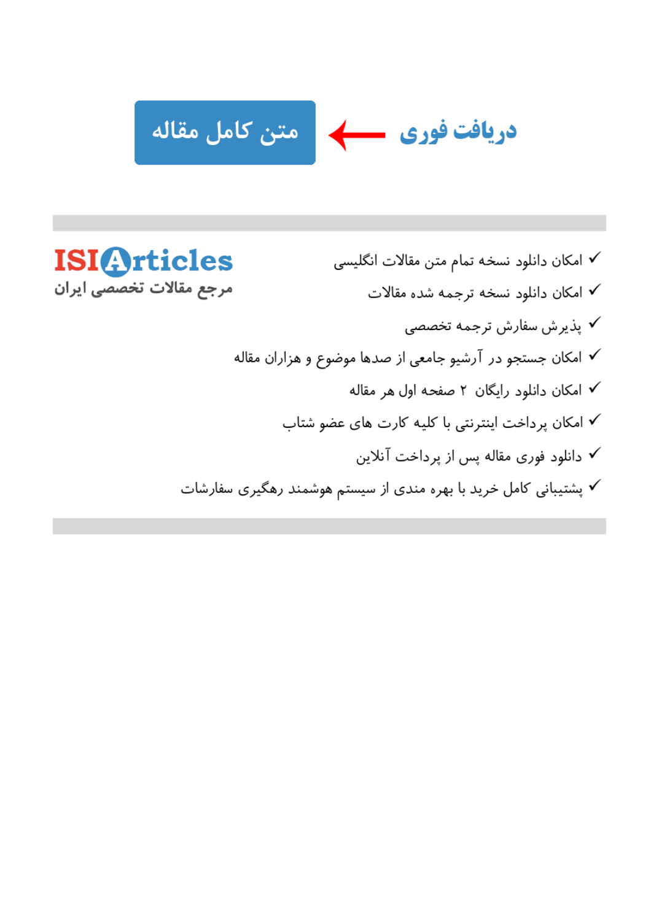دریافت فوری ← **متن کامل مقاله**

**ISIArticles**
مرجع مقالات تخصصی ایران

- ✓ امکان دانلود نسخه تمام متن مقالات انگلیسی
- ✓ امکان دانلود نسخه ترجمه شده مقالات
- ✓ پذیرش سفارش ترجمه تخصصی
- ✓ امکان جستجو در آرشیو جامعی از صدها موضوع و هزاران مقاله
- ✓ امکان دانلود رایگان ۲ صفحه اول هر مقاله
- ✓ امکان پرداخت اینترنتی با کلیه کارت های عضو شتاب
- ✓ دانلود فوری مقاله پس از پرداخت آنلاین
- ✓ پشتیبانی کامل خرید با بهره مندی از سیستم هوشمند رهگیری سفارشات